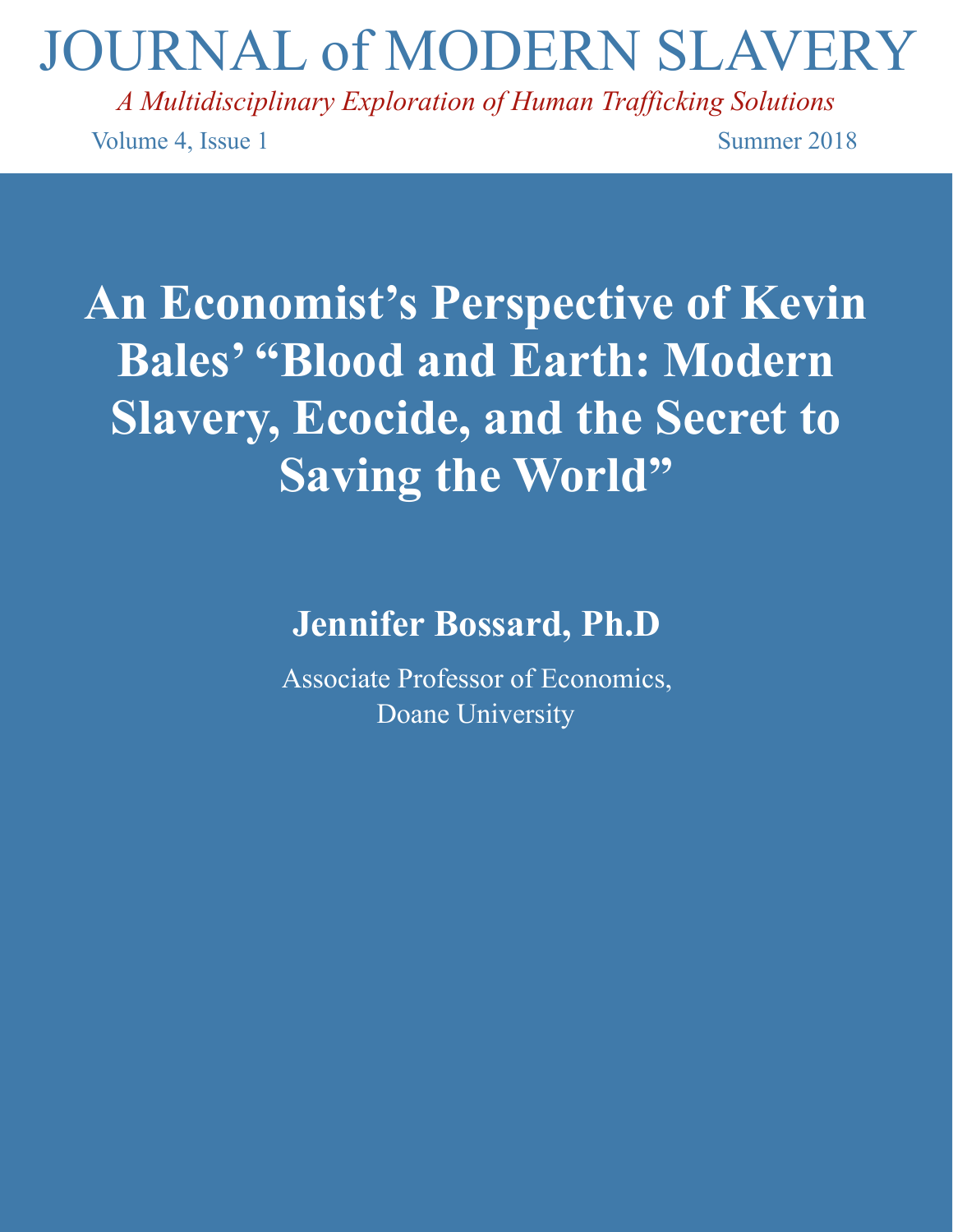# JOURNAL of MODERN SLAVERY

*A Multidisciplinary Exploration of Human Trafficking Solutions*

Volume 4, Issue 1 Summer 2018

# An Economist's Perspective of Kevin Bales' "Blood and Earth: Modern Slavery, Ecocide, and the Secret to Saving the World"

**Jennifer Bossard, Ph.D**

Associate Professor of Economics,
Doane University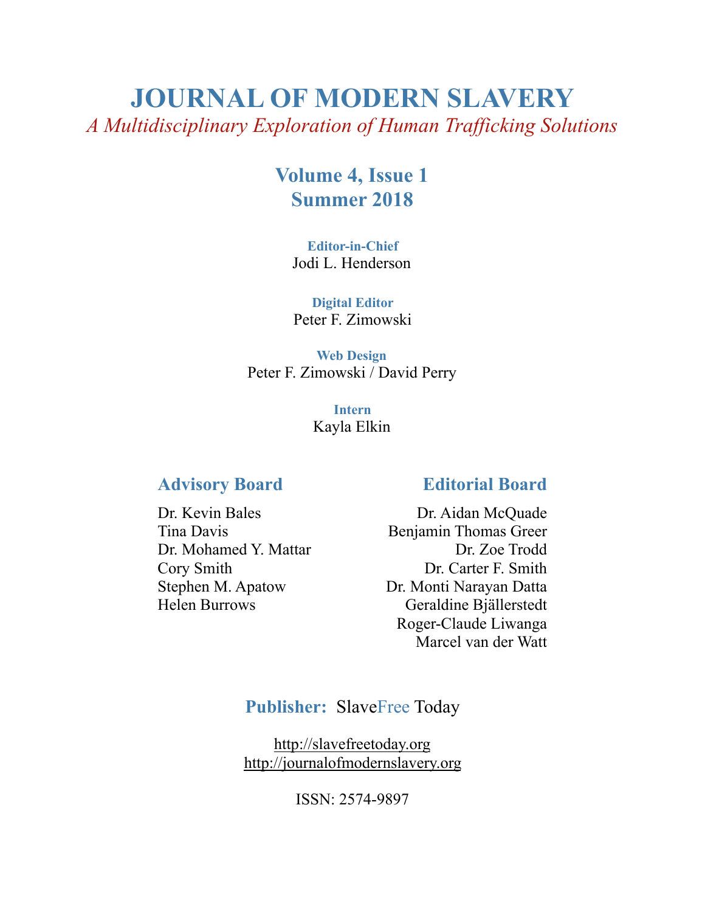# JOURNAL OF MODERN SLAVERY

*A Multidisciplinary Exploration of Human Trafficking Solutions*

## Volume 4, Issue 1
## Summer 2018

**Editor-in-Chief**
Jodi L. Henderson

**Digital Editor**
Peter F. Zimowski

**Web Design**
Peter F. Zimowski / David Perry

**Intern**
Kayla Elkin

### Advisory Board

Dr. Kevin Bales
Tina Davis
Dr. Mohamed Y. Mattar
Cory Smith
Stephen M. Apatow
Helen Burrows

### Editorial Board

Dr. Aidan McQuade
Benjamin Thomas Greer
Dr. Zoe Trodd
Dr. Carter F. Smith
Dr. Monti Narayan Datta
Geraldine Bjällerstedt
Roger-Claude Liwanga
Marcel van der Watt

**Publisher:** SlaveFree Today

http://slavefreetoday.org
http://journalofmodernslavery.org

ISSN: 2574-9897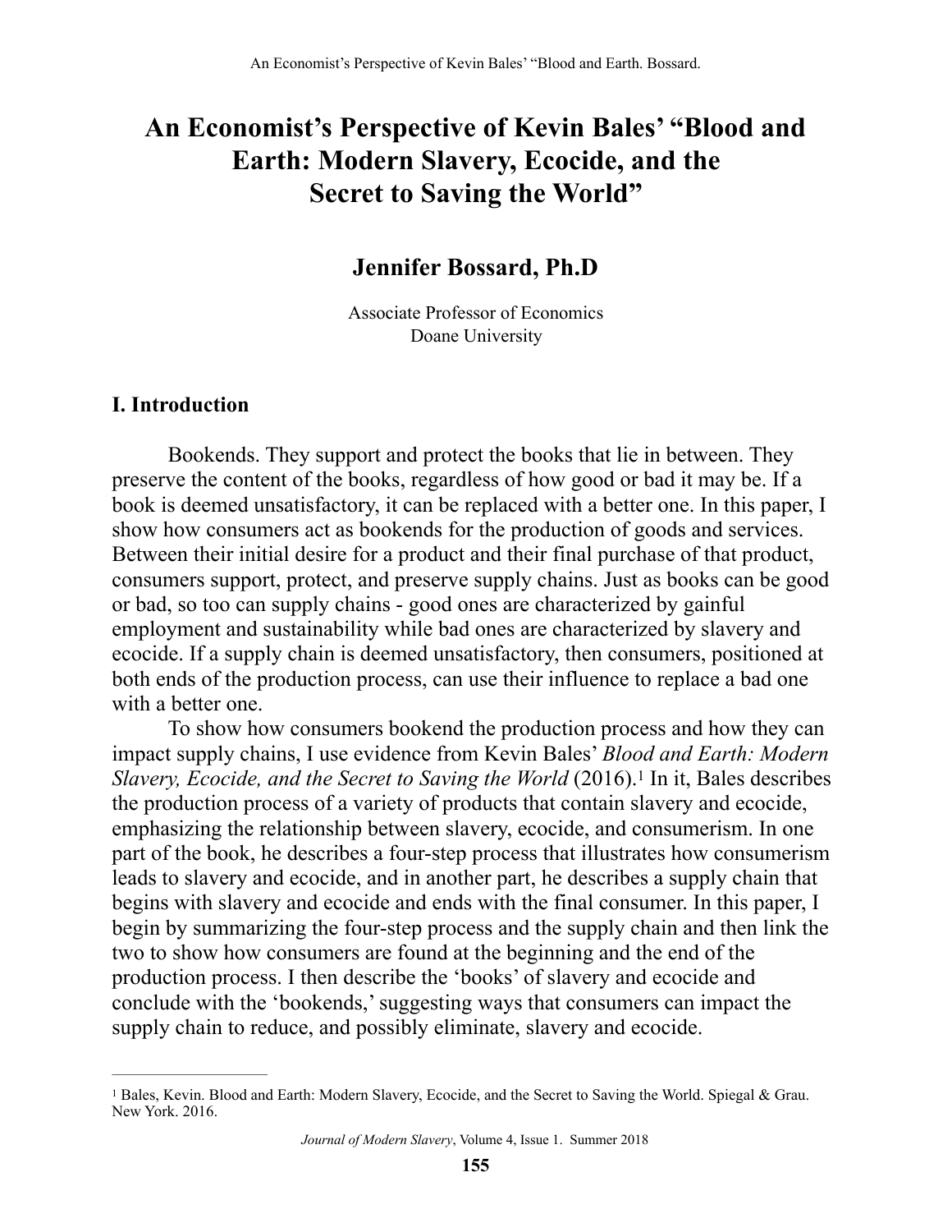# An Economist's Perspective of Kevin Bales' "Blood and Earth: Modern Slavery, Ecocide, and the Secret to Saving the World"

## Jennifer Bossard, Ph.D

Associate Professor of Economics
Doane University

### I. Introduction

Bookends. They support and protect the books that lie in between. They preserve the content of the books, regardless of how good or bad it may be. If a book is deemed unsatisfactory, it can be replaced with a better one. In this paper, I show how consumers act as bookends for the production of goods and services. Between their initial desire for a product and their final purchase of that product, consumers support, protect, and preserve supply chains. Just as books can be good or bad, so too can supply chains - good ones are characterized by gainful employment and sustainability while bad ones are characterized by slavery and ecocide. If a supply chain is deemed unsatisfactory, then consumers, positioned at both ends of the production process, can use their influence to replace a bad one with a better one.

To show how consumers bookend the production process and how they can impact supply chains, I use evidence from Kevin Bales' *Blood and Earth: Modern Slavery, Ecocide, and the Secret to Saving the World* (2016).[1] In it, Bales describes the production process of a variety of products that contain slavery and ecocide, emphasizing the relationship between slavery, ecocide, and consumerism. In one part of the book, he describes a four-step process that illustrates how consumerism leads to slavery and ecocide, and in another part, he describes a supply chain that begins with slavery and ecocide and ends with the final consumer. In this paper, I begin by summarizing the four-step process and the supply chain and then link the two to show how consumers are found at the beginning and the end of the production process. I then describe the 'books' of slavery and ecocide and conclude with the 'bookends,' suggesting ways that consumers can impact the supply chain to reduce, and possibly eliminate, slavery and ecocide.

---

[1] Bales, Kevin. Blood and Earth: Modern Slavery, Ecocide, and the Secret to Saving the World. Spiegal & Grau. New York. 2016.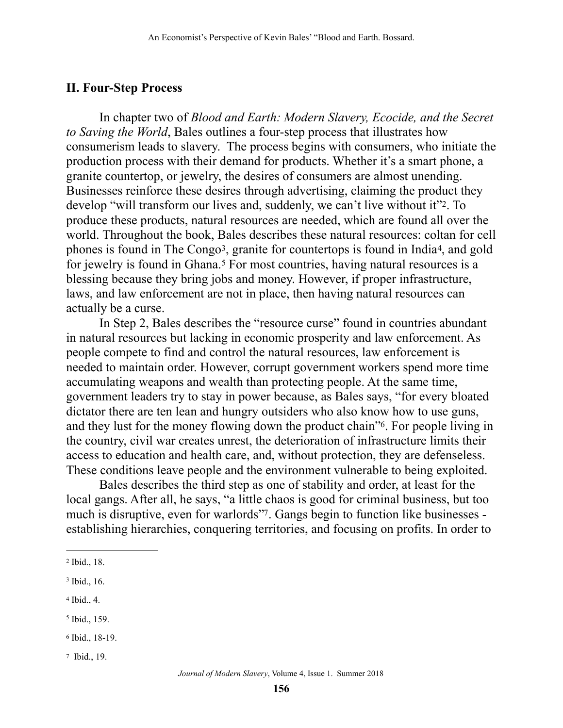## II. Four-Step Process

In chapter two of *Blood and Earth: Modern Slavery, Ecocide, and the Secret to Saving the World*, Bales outlines a four-step process that illustrates how consumerism leads to slavery. The process begins with consumers, who initiate the production process with their demand for products. Whether it's a smart phone, a granite countertop, or jewelry, the desires of consumers are almost unending. Businesses reinforce these desires through advertising, claiming the product they develop "will transform our lives and, suddenly, we can't live without it"[2]. To produce these products, natural resources are needed, which are found all over the world. Throughout the book, Bales describes these natural resources: coltan for cell phones is found in The Congo[3], granite for countertops is found in India[4], and gold for jewelry is found in Ghana.[5] For most countries, having natural resources is a blessing because they bring jobs and money. However, if proper infrastructure, laws, and law enforcement are not in place, then having natural resources can actually be a curse.

In Step 2, Bales describes the "resource curse" found in countries abundant in natural resources but lacking in economic prosperity and law enforcement. As people compete to find and control the natural resources, law enforcement is needed to maintain order. However, corrupt government workers spend more time accumulating weapons and wealth than protecting people. At the same time, government leaders try to stay in power because, as Bales says, "for every bloated dictator there are ten lean and hungry outsiders who also know how to use guns, and they lust for the money flowing down the product chain"[6]. For people living in the country, civil war creates unrest, the deterioration of infrastructure limits their access to education and health care, and, without protection, they are defenseless. These conditions leave people and the environment vulnerable to being exploited.

Bales describes the third step as one of stability and order, at least for the local gangs. After all, he says, "a little chaos is good for criminal business, but too much is disruptive, even for warlords"[7]. Gangs begin to function like businesses - establishing hierarchies, conquering territories, and focusing on profits. In order to

---

[2] Ibid., 18.

[3] Ibid., 16.

[4] Ibid., 4.

[5] Ibid., 159.

[6] Ibid., 18-19.

[7] Ibid., 19.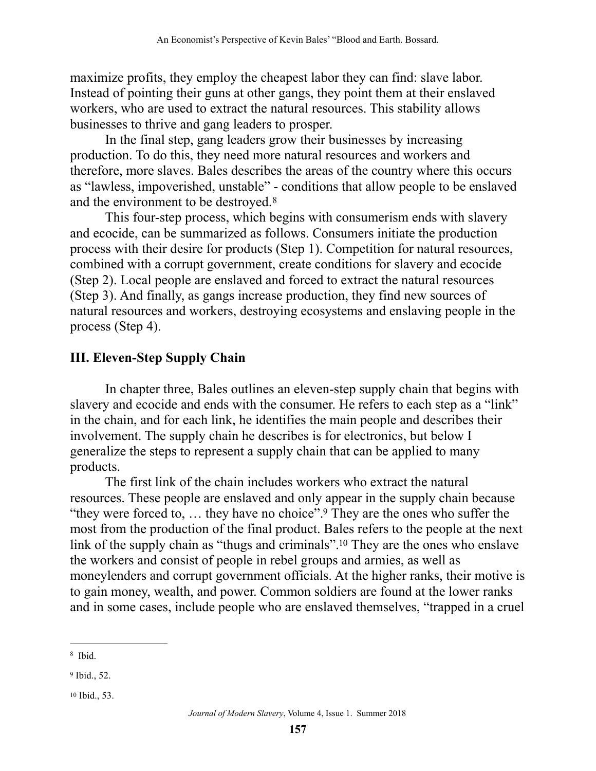maximize profits, they employ the cheapest labor they can find: slave labor. Instead of pointing their guns at other gangs, they point them at their enslaved workers, who are used to extract the natural resources. This stability allows businesses to thrive and gang leaders to prosper.

In the final step, gang leaders grow their businesses by increasing production. To do this, they need more natural resources and workers and therefore, more slaves. Bales describes the areas of the country where this occurs as "lawless, impoverished, unstable" - conditions that allow people to be enslaved and the environment to be destroyed.[8]

This four-step process, which begins with consumerism ends with slavery and ecocide, can be summarized as follows. Consumers initiate the production process with their desire for products (Step 1). Competition for natural resources, combined with a corrupt government, create conditions for slavery and ecocide (Step 2). Local people are enslaved and forced to extract the natural resources (Step 3). And finally, as gangs increase production, they find new sources of natural resources and workers, destroying ecosystems and enslaving people in the process (Step 4).

## III. Eleven-Step Supply Chain

In chapter three, Bales outlines an eleven-step supply chain that begins with slavery and ecocide and ends with the consumer. He refers to each step as a "link" in the chain, and for each link, he identifies the main people and describes their involvement. The supply chain he describes is for electronics, but below I generalize the steps to represent a supply chain that can be applied to many products.

The first link of the chain includes workers who extract the natural resources. These people are enslaved and only appear in the supply chain because "they were forced to, … they have no choice".[9] They are the ones who suffer the most from the production of the final product. Bales refers to the people at the next link of the supply chain as "thugs and criminals".[10] They are the ones who enslave the workers and consist of people in rebel groups and armies, as well as moneylenders and corrupt government officials. At the higher ranks, their motive is to gain money, wealth, and power. Common soldiers are found at the lower ranks and in some cases, include people who are enslaved themselves, "trapped in a cruel

---

[8] Ibid.

[9] Ibid., 52.

[10] Ibid., 53.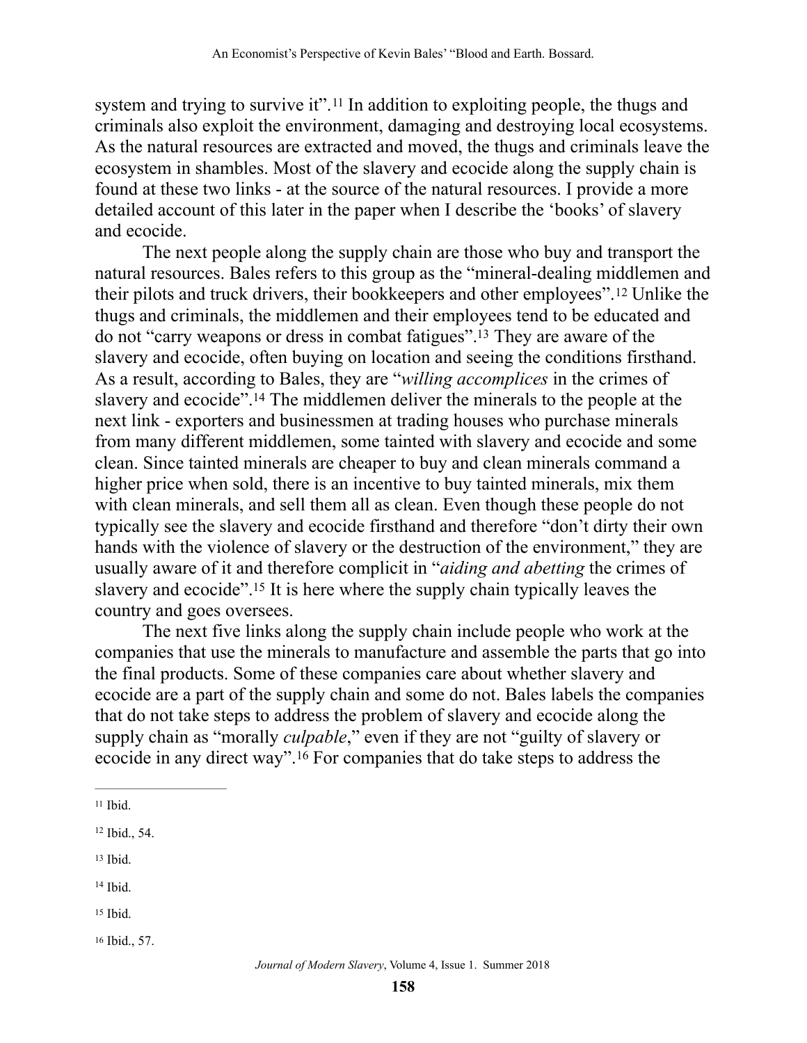system and trying to survive it".[11] In addition to exploiting people, the thugs and criminals also exploit the environment, damaging and destroying local ecosystems. As the natural resources are extracted and moved, the thugs and criminals leave the ecosystem in shambles. Most of the slavery and ecocide along the supply chain is found at these two links - at the source of the natural resources. I provide a more detailed account of this later in the paper when I describe the 'books' of slavery and ecocide.

The next people along the supply chain are those who buy and transport the natural resources. Bales refers to this group as the "mineral-dealing middlemen and their pilots and truck drivers, their bookkeepers and other employees".[12] Unlike the thugs and criminals, the middlemen and their employees tend to be educated and do not "carry weapons or dress in combat fatigues".[13] They are aware of the slavery and ecocide, often buying on location and seeing the conditions firsthand. As a result, according to Bales, they are "*willing accomplices* in the crimes of slavery and ecocide".[14] The middlemen deliver the minerals to the people at the next link - exporters and businessmen at trading houses who purchase minerals from many different middlemen, some tainted with slavery and ecocide and some clean. Since tainted minerals are cheaper to buy and clean minerals command a higher price when sold, there is an incentive to buy tainted minerals, mix them with clean minerals, and sell them all as clean. Even though these people do not typically see the slavery and ecocide firsthand and therefore "don't dirty their own hands with the violence of slavery or the destruction of the environment," they are usually aware of it and therefore complicit in "*aiding and abetting* the crimes of slavery and ecocide".[15] It is here where the supply chain typically leaves the country and goes oversees.

The next five links along the supply chain include people who work at the companies that use the minerals to manufacture and assemble the parts that go into the final products. Some of these companies care about whether slavery and ecocide are a part of the supply chain and some do not. Bales labels the companies that do not take steps to address the problem of slavery and ecocide along the supply chain as "morally *culpable*," even if they are not "guilty of slavery or ecocide in any direct way".[16] For companies that do take steps to address the

---

[11] Ibid.

[12] Ibid., 54.

[13] Ibid.

[14] Ibid.

[15] Ibid.

[16] Ibid., 57.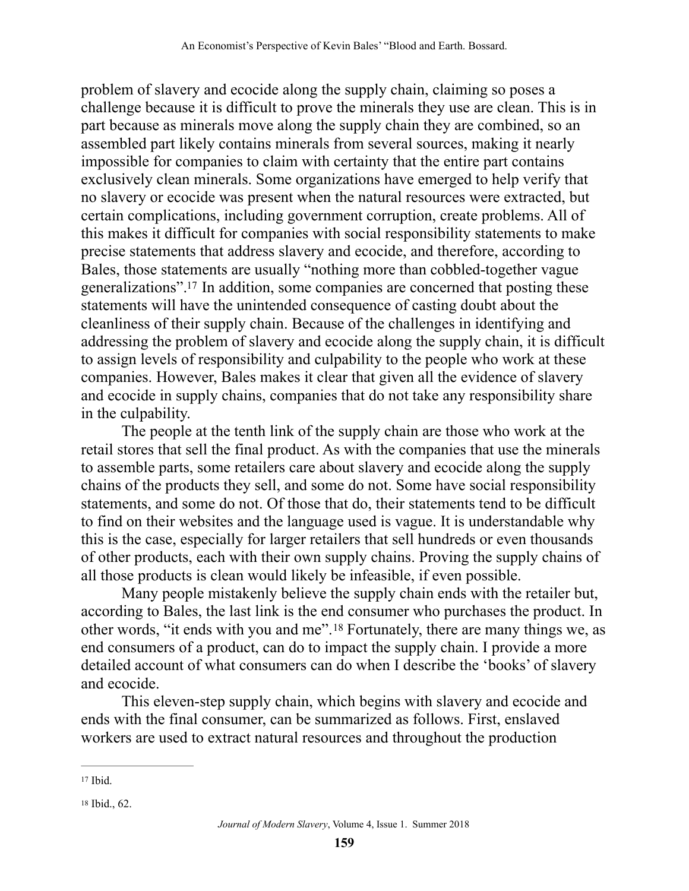problem of slavery and ecocide along the supply chain, claiming so poses a challenge because it is difficult to prove the minerals they use are clean. This is in part because as minerals move along the supply chain they are combined, so an assembled part likely contains minerals from several sources, making it nearly impossible for companies to claim with certainty that the entire part contains exclusively clean minerals. Some organizations have emerged to help verify that no slavery or ecocide was present when the natural resources were extracted, but certain complications, including government corruption, create problems. All of this makes it difficult for companies with social responsibility statements to make precise statements that address slavery and ecocide, and therefore, according to Bales, those statements are usually "nothing more than cobbled-together vague generalizations".[17] In addition, some companies are concerned that posting these statements will have the unintended consequence of casting doubt about the cleanliness of their supply chain. Because of the challenges in identifying and addressing the problem of slavery and ecocide along the supply chain, it is difficult to assign levels of responsibility and culpability to the people who work at these companies. However, Bales makes it clear that given all the evidence of slavery and ecocide in supply chains, companies that do not take any responsibility share in the culpability.

The people at the tenth link of the supply chain are those who work at the retail stores that sell the final product. As with the companies that use the minerals to assemble parts, some retailers care about slavery and ecocide along the supply chains of the products they sell, and some do not. Some have social responsibility statements, and some do not. Of those that do, their statements tend to be difficult to find on their websites and the language used is vague. It is understandable why this is the case, especially for larger retailers that sell hundreds or even thousands of other products, each with their own supply chains. Proving the supply chains of all those products is clean would likely be infeasible, if even possible.

Many people mistakenly believe the supply chain ends with the retailer but, according to Bales, the last link is the end consumer who purchases the product. In other words, "it ends with you and me".[18] Fortunately, there are many things we, as end consumers of a product, can do to impact the supply chain. I provide a more detailed account of what consumers can do when I describe the 'books' of slavery and ecocide.

This eleven-step supply chain, which begins with slavery and ecocide and ends with the final consumer, can be summarized as follows. First, enslaved workers are used to extract natural resources and throughout the production

---

[17] Ibid.

[18] Ibid., 62.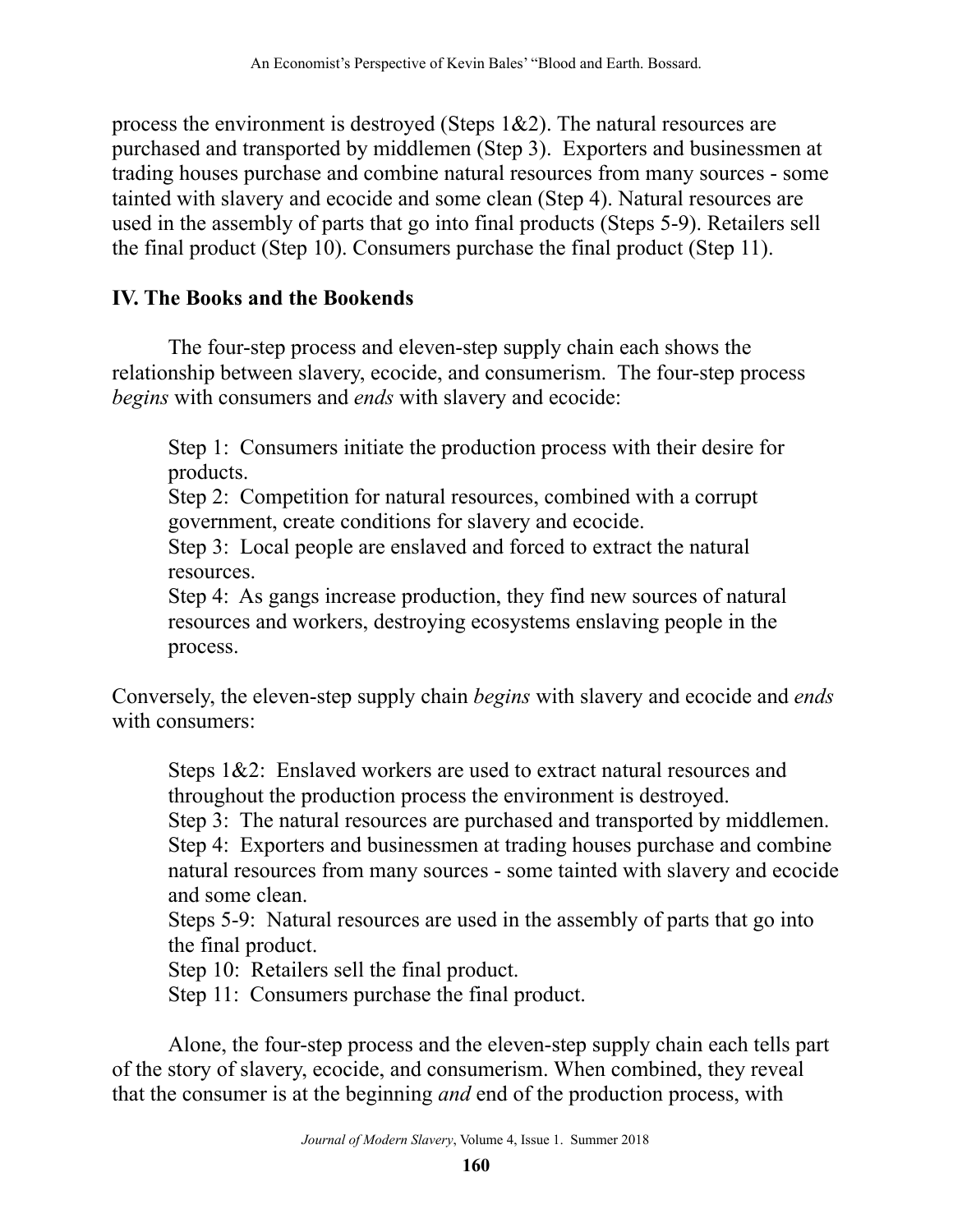process the environment is destroyed (Steps 1&2). The natural resources are purchased and transported by middlemen (Step 3). Exporters and businessmen at trading houses purchase and combine natural resources from many sources - some tainted with slavery and ecocide and some clean (Step 4). Natural resources are used in the assembly of parts that go into final products (Steps 5-9). Retailers sell the final product (Step 10). Consumers purchase the final product (Step 11).

## IV. The Books and the Bookends

The four-step process and eleven-step supply chain each shows the relationship between slavery, ecocide, and consumerism. The four-step process *begins* with consumers and *ends* with slavery and ecocide:

> Step 1: Consumers initiate the production process with their desire for products.
> Step 2: Competition for natural resources, combined with a corrupt government, create conditions for slavery and ecocide.
> Step 3: Local people are enslaved and forced to extract the natural resources.
> Step 4: As gangs increase production, they find new sources of natural resources and workers, destroying ecosystems enslaving people in the process.

Conversely, the eleven-step supply chain *begins* with slavery and ecocide and *ends* with consumers:

> Steps 1&2: Enslaved workers are used to extract natural resources and throughout the production process the environment is destroyed.
> Step 3: The natural resources are purchased and transported by middlemen.
> Step 4: Exporters and businessmen at trading houses purchase and combine natural resources from many sources - some tainted with slavery and ecocide and some clean.
> Steps 5-9: Natural resources are used in the assembly of parts that go into the final product.
> Step 10: Retailers sell the final product.
> Step 11: Consumers purchase the final product.

Alone, the four-step process and the eleven-step supply chain each tells part of the story of slavery, ecocide, and consumerism. When combined, they reveal that the consumer is at the beginning *and* end of the production process, with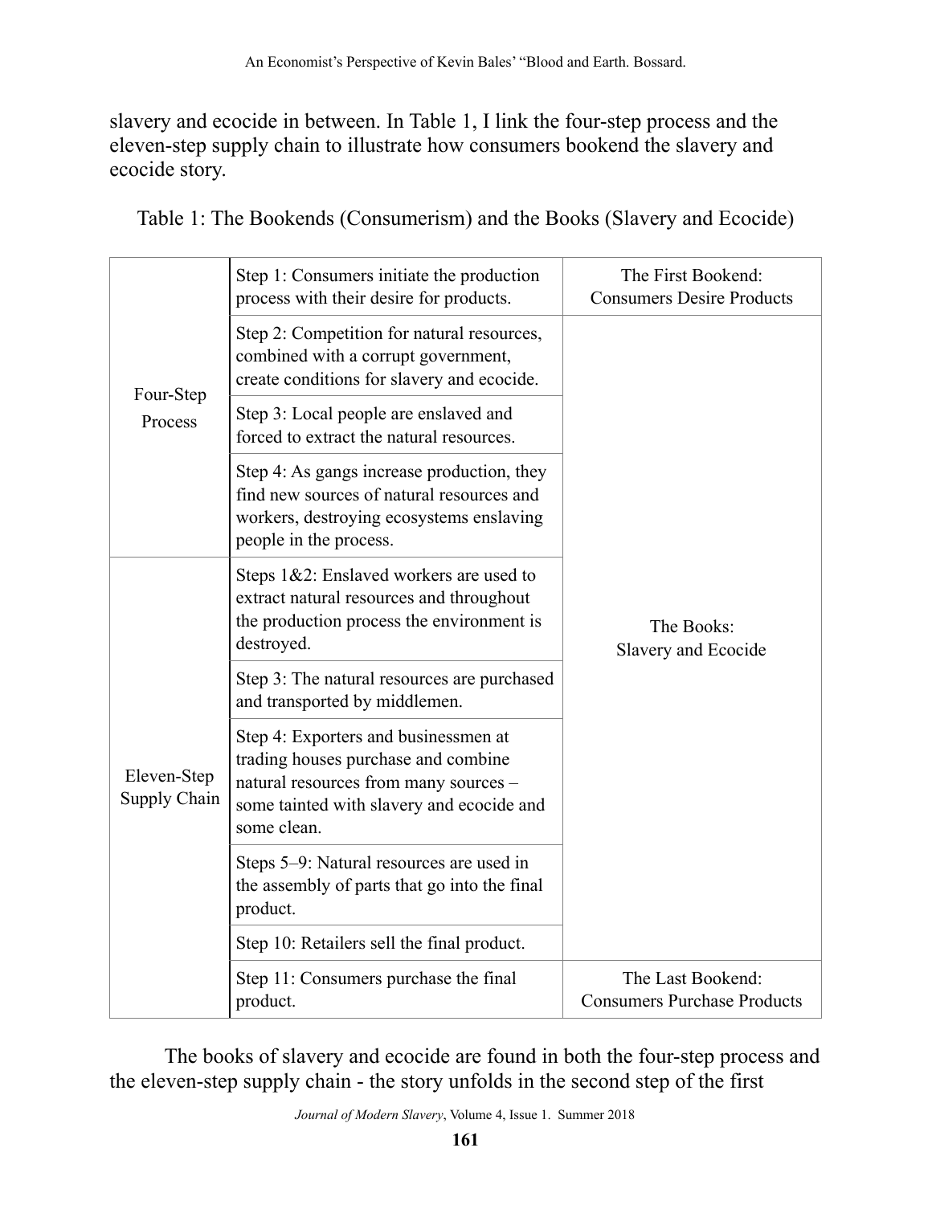slavery and ecocide in between. In Table 1, I link the four-step process and the eleven-step supply chain to illustrate how consumers bookend the slavery and ecocide story.

Table 1: The Bookends (Consumerism) and the Books (Slavery and Ecocide)

| | | |
|---|---|---|
| Four-Step Process | Step 1: Consumers initiate the production process with their desire for products. | The First Bookend: Consumers Desire Products |
| | Step 2: Competition for natural resources, combined with a corrupt government, create conditions for slavery and ecocide. | The Books: Slavery and Ecocide |
| | Step 3: Local people are enslaved and forced to extract the natural resources. | |
| | Step 4: As gangs increase production, they find new sources of natural resources and workers, destroying ecosystems enslaving people in the process. | |
| Eleven-Step Supply Chain | Steps 1&2: Enslaved workers are used to extract natural resources and throughout the production process the environment is destroyed. | |
| | Step 3: The natural resources are purchased and transported by middlemen. | |
| | Step 4: Exporters and businessmen at trading houses purchase and combine natural resources from many sources – some tainted with slavery and ecocide and some clean. | |
| | Steps 5–9: Natural resources are used in the assembly of parts that go into the final product. | |
| | Step 10: Retailers sell the final product. | |
| | Step 11: Consumers purchase the final product. | The Last Bookend: Consumers Purchase Products |

The books of slavery and ecocide are found in both the four-step process and the eleven-step supply chain - the story unfolds in the second step of the first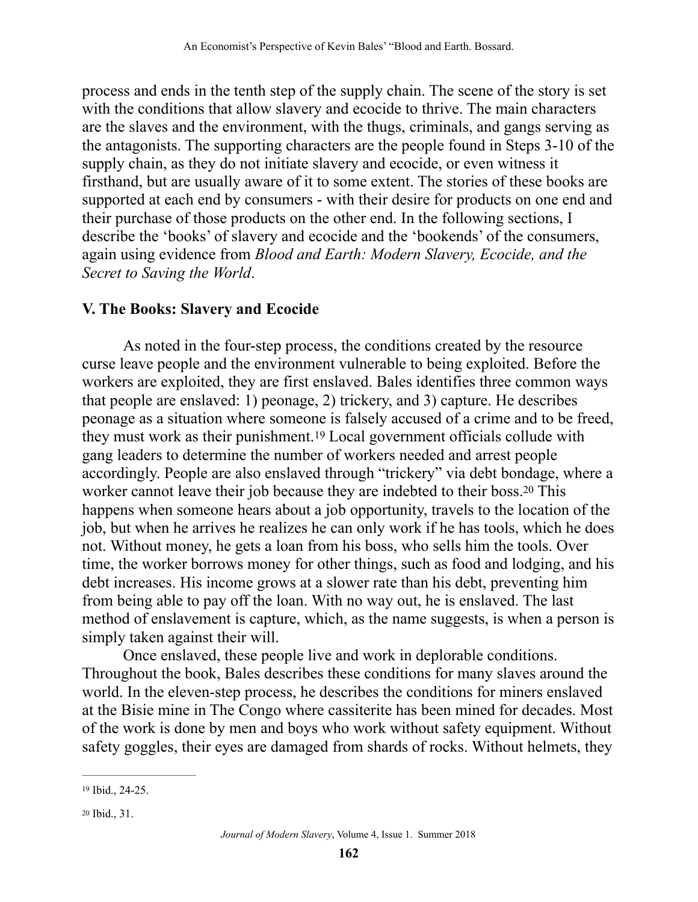process and ends in the tenth step of the supply chain. The scene of the story is set with the conditions that allow slavery and ecocide to thrive. The main characters are the slaves and the environment, with the thugs, criminals, and gangs serving as the antagonists. The supporting characters are the people found in Steps 3-10 of the supply chain, as they do not initiate slavery and ecocide, or even witness it firsthand, but are usually aware of it to some extent. The stories of these books are supported at each end by consumers - with their desire for products on one end and their purchase of those products on the other end. In the following sections, I describe the 'books' of slavery and ecocide and the 'bookends' of the consumers, again using evidence from *Blood and Earth: Modern Slavery, Ecocide, and the Secret to Saving the World*.

## V. The Books: Slavery and Ecocide

As noted in the four-step process, the conditions created by the resource curse leave people and the environment vulnerable to being exploited. Before the workers are exploited, they are first enslaved. Bales identifies three common ways that people are enslaved: 1) peonage, 2) trickery, and 3) capture. He describes peonage as a situation where someone is falsely accused of a crime and to be freed, they must work as their punishment.[19] Local government officials collude with gang leaders to determine the number of workers needed and arrest people accordingly. People are also enslaved through "trickery" via debt bondage, where a worker cannot leave their job because they are indebted to their boss.[20] This happens when someone hears about a job opportunity, travels to the location of the job, but when he arrives he realizes he can only work if he has tools, which he does not. Without money, he gets a loan from his boss, who sells him the tools. Over time, the worker borrows money for other things, such as food and lodging, and his debt increases. His income grows at a slower rate than his debt, preventing him from being able to pay off the loan. With no way out, he is enslaved. The last method of enslavement is capture, which, as the name suggests, is when a person is simply taken against their will.

Once enslaved, these people live and work in deplorable conditions. Throughout the book, Bales describes these conditions for many slaves around the world. In the eleven-step process, he describes the conditions for miners enslaved at the Bisie mine in The Congo where cassiterite has been mined for decades. Most of the work is done by men and boys who work without safety equipment. Without safety goggles, their eyes are damaged from shards of rocks. Without helmets, they

---

[19] Ibid., 24-25.

[20] Ibid., 31.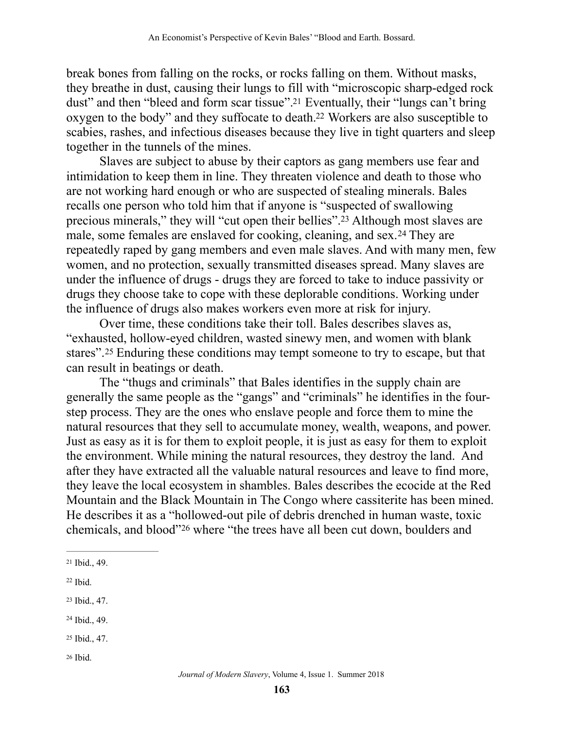break bones from falling on the rocks, or rocks falling on them. Without masks, they breathe in dust, causing their lungs to fill with "microscopic sharp-edged rock dust" and then "bleed and form scar tissue".[21] Eventually, their "lungs can't bring oxygen to the body" and they suffocate to death.[22] Workers are also susceptible to scabies, rashes, and infectious diseases because they live in tight quarters and sleep together in the tunnels of the mines.

Slaves are subject to abuse by their captors as gang members use fear and intimidation to keep them in line. They threaten violence and death to those who are not working hard enough or who are suspected of stealing minerals. Bales recalls one person who told him that if anyone is "suspected of swallowing precious minerals," they will "cut open their bellies".[23] Although most slaves are male, some females are enslaved for cooking, cleaning, and sex.[24] They are repeatedly raped by gang members and even male slaves. And with many men, few women, and no protection, sexually transmitted diseases spread. Many slaves are under the influence of drugs - drugs they are forced to take to induce passivity or drugs they choose take to cope with these deplorable conditions. Working under the influence of drugs also makes workers even more at risk for injury.

Over time, these conditions take their toll. Bales describes slaves as, "exhausted, hollow-eyed children, wasted sinewy men, and women with blank stares".[25] Enduring these conditions may tempt someone to try to escape, but that can result in beatings or death.

The "thugs and criminals" that Bales identifies in the supply chain are generally the same people as the "gangs" and "criminals" he identifies in the four-step process. They are the ones who enslave people and force them to mine the natural resources that they sell to accumulate money, wealth, weapons, and power. Just as easy as it is for them to exploit people, it is just as easy for them to exploit the environment. While mining the natural resources, they destroy the land. And after they have extracted all the valuable natural resources and leave to find more, they leave the local ecosystem in shambles. Bales describes the ecocide at the Red Mountain and the Black Mountain in The Congo where cassiterite has been mined. He describes it as a "hollowed-out pile of debris drenched in human waste, toxic chemicals, and blood"[26] where "the trees have all been cut down, boulders and

---

[21] Ibid., 49.

[22] Ibid.

[23] Ibid., 47.

[24] Ibid., 49.

[25] Ibid., 47.

[26] Ibid.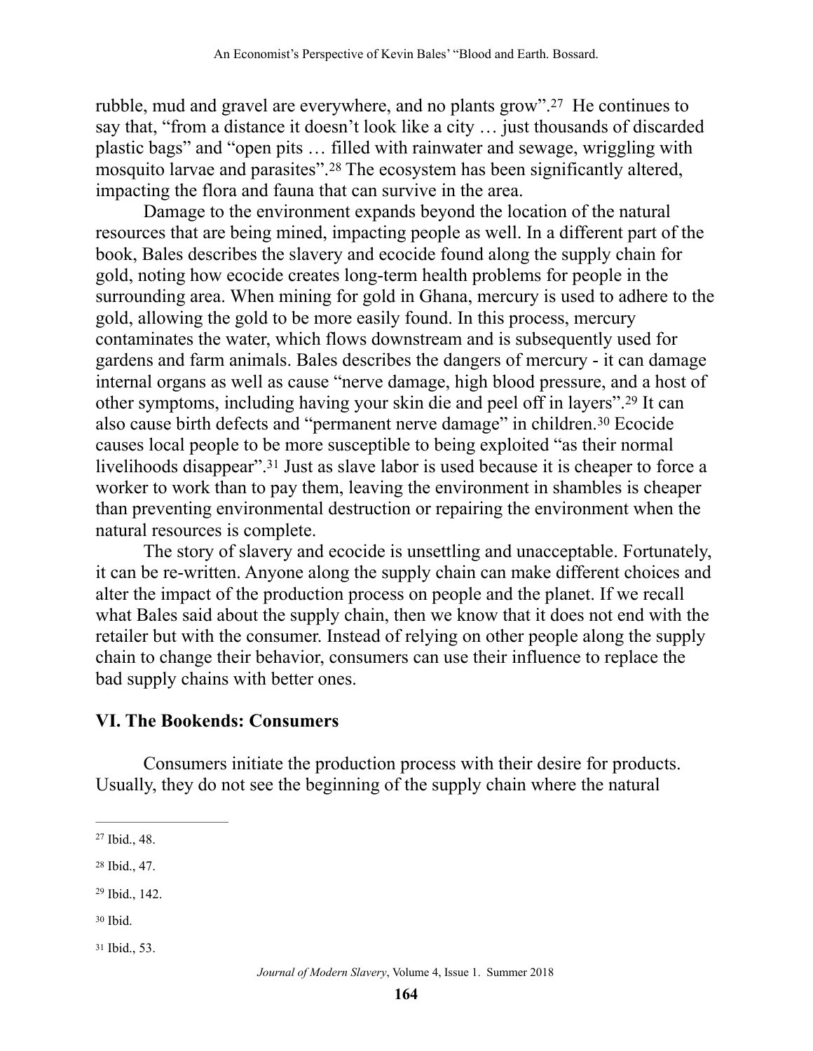rubble, mud and gravel are everywhere, and no plants grow".[27] He continues to say that, "from a distance it doesn't look like a city … just thousands of discarded plastic bags" and "open pits … filled with rainwater and sewage, wriggling with mosquito larvae and parasites".[28] The ecosystem has been significantly altered, impacting the flora and fauna that can survive in the area.

Damage to the environment expands beyond the location of the natural resources that are being mined, impacting people as well. In a different part of the book, Bales describes the slavery and ecocide found along the supply chain for gold, noting how ecocide creates long-term health problems for people in the surrounding area. When mining for gold in Ghana, mercury is used to adhere to the gold, allowing the gold to be more easily found. In this process, mercury contaminates the water, which flows downstream and is subsequently used for gardens and farm animals. Bales describes the dangers of mercury - it can damage internal organs as well as cause "nerve damage, high blood pressure, and a host of other symptoms, including having your skin die and peel off in layers".[29] It can also cause birth defects and "permanent nerve damage" in children.[30] Ecocide causes local people to be more susceptible to being exploited "as their normal livelihoods disappear".[31] Just as slave labor is used because it is cheaper to force a worker to work than to pay them, leaving the environment in shambles is cheaper than preventing environmental destruction or repairing the environment when the natural resources is complete.

The story of slavery and ecocide is unsettling and unacceptable. Fortunately, it can be re-written. Anyone along the supply chain can make different choices and alter the impact of the production process on people and the planet. If we recall what Bales said about the supply chain, then we know that it does not end with the retailer but with the consumer. Instead of relying on other people along the supply chain to change their behavior, consumers can use their influence to replace the bad supply chains with better ones.

## VI. The Bookends: Consumers

Consumers initiate the production process with their desire for products. Usually, they do not see the beginning of the supply chain where the natural

---

[27] Ibid., 48.

[28] Ibid., 47.

[29] Ibid., 142.

[30] Ibid.

[31] Ibid., 53.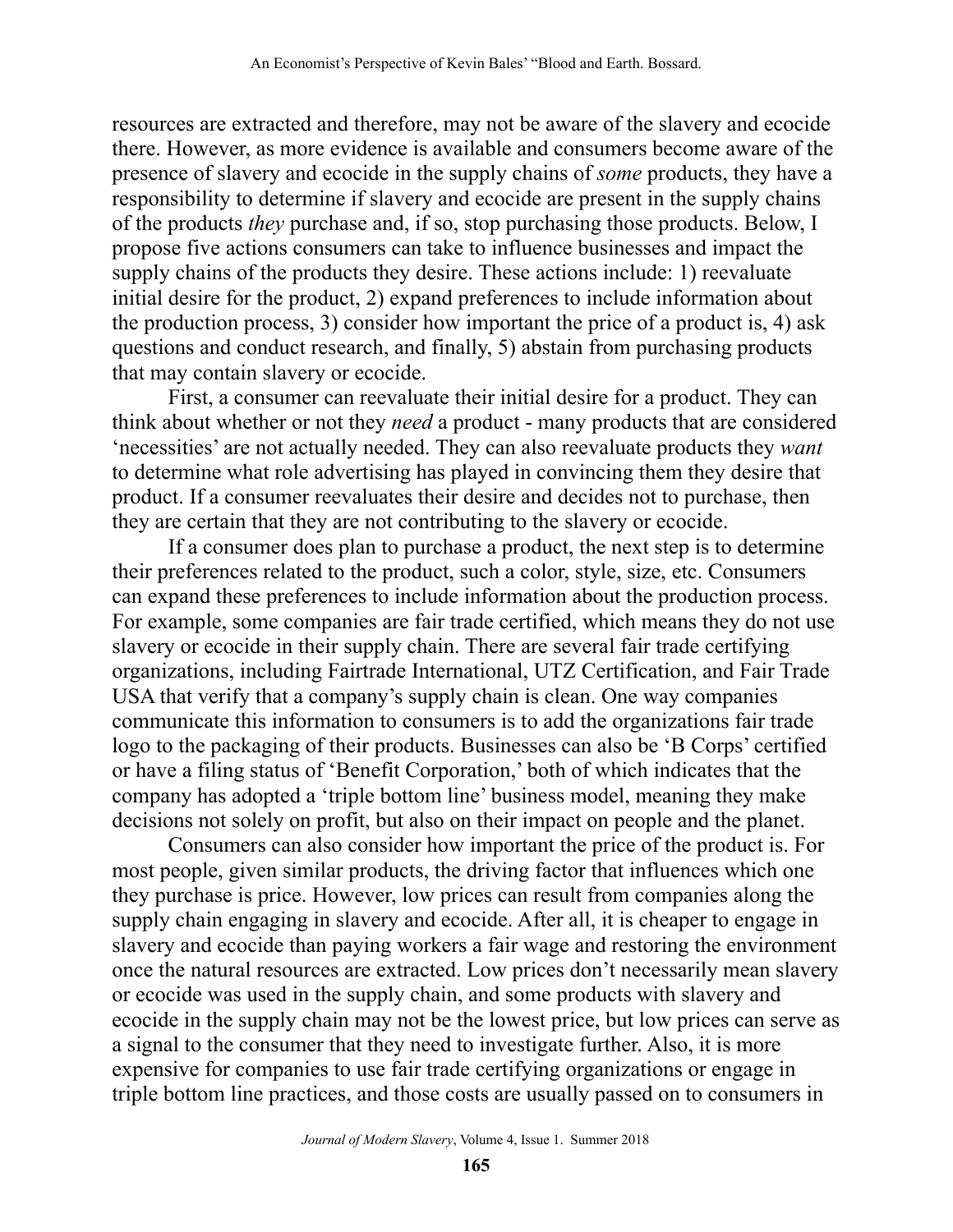resources are extracted and therefore, may not be aware of the slavery and ecocide there. However, as more evidence is available and consumers become aware of the presence of slavery and ecocide in the supply chains of *some* products, they have a responsibility to determine if slavery and ecocide are present in the supply chains of the products *they* purchase and, if so, stop purchasing those products. Below, I propose five actions consumers can take to influence businesses and impact the supply chains of the products they desire. These actions include: 1) reevaluate initial desire for the product, 2) expand preferences to include information about the production process, 3) consider how important the price of a product is, 4) ask questions and conduct research, and finally, 5) abstain from purchasing products that may contain slavery or ecocide.

First, a consumer can reevaluate their initial desire for a product. They can think about whether or not they *need* a product - many products that are considered 'necessities' are not actually needed. They can also reevaluate products they *want* to determine what role advertising has played in convincing them they desire that product. If a consumer reevaluates their desire and decides not to purchase, then they are certain that they are not contributing to the slavery or ecocide.

If a consumer does plan to purchase a product, the next step is to determine their preferences related to the product, such a color, style, size, etc. Consumers can expand these preferences to include information about the production process. For example, some companies are fair trade certified, which means they do not use slavery or ecocide in their supply chain. There are several fair trade certifying organizations, including Fairtrade International, UTZ Certification, and Fair Trade USA that verify that a company's supply chain is clean. One way companies communicate this information to consumers is to add the organizations fair trade logo to the packaging of their products. Businesses can also be 'B Corps' certified or have a filing status of 'Benefit Corporation,' both of which indicates that the company has adopted a 'triple bottom line' business model, meaning they make decisions not solely on profit, but also on their impact on people and the planet.

Consumers can also consider how important the price of the product is. For most people, given similar products, the driving factor that influences which one they purchase is price. However, low prices can result from companies along the supply chain engaging in slavery and ecocide. After all, it is cheaper to engage in slavery and ecocide than paying workers a fair wage and restoring the environment once the natural resources are extracted. Low prices don't necessarily mean slavery or ecocide was used in the supply chain, and some products with slavery and ecocide in the supply chain may not be the lowest price, but low prices can serve as a signal to the consumer that they need to investigate further. Also, it is more expensive for companies to use fair trade certifying organizations or engage in triple bottom line practices, and those costs are usually passed on to consumers in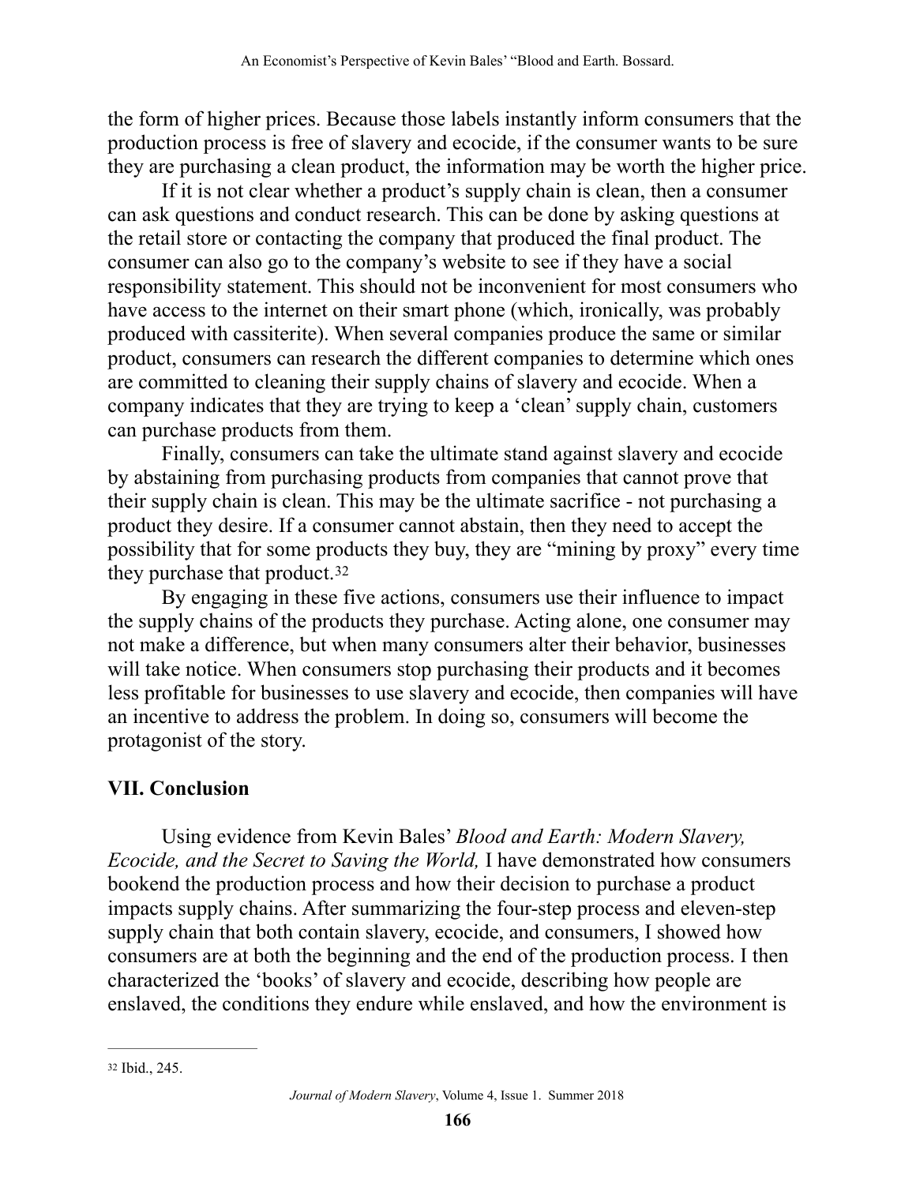the form of higher prices. Because those labels instantly inform consumers that the production process is free of slavery and ecocide, if the consumer wants to be sure they are purchasing a clean product, the information may be worth the higher price.

If it is not clear whether a product's supply chain is clean, then a consumer can ask questions and conduct research. This can be done by asking questions at the retail store or contacting the company that produced the final product. The consumer can also go to the company's website to see if they have a social responsibility statement. This should not be inconvenient for most consumers who have access to the internet on their smart phone (which, ironically, was probably produced with cassiterite). When several companies produce the same or similar product, consumers can research the different companies to determine which ones are committed to cleaning their supply chains of slavery and ecocide. When a company indicates that they are trying to keep a 'clean' supply chain, customers can purchase products from them.

Finally, consumers can take the ultimate stand against slavery and ecocide by abstaining from purchasing products from companies that cannot prove that their supply chain is clean. This may be the ultimate sacrifice - not purchasing a product they desire. If a consumer cannot abstain, then they need to accept the possibility that for some products they buy, they are "mining by proxy" every time they purchase that product.[32]

By engaging in these five actions, consumers use their influence to impact the supply chains of the products they purchase. Acting alone, one consumer may not make a difference, but when many consumers alter their behavior, businesses will take notice. When consumers stop purchasing their products and it becomes less profitable for businesses to use slavery and ecocide, then companies will have an incentive to address the problem. In doing so, consumers will become the protagonist of the story.

## VII. Conclusion

Using evidence from Kevin Bales' *Blood and Earth: Modern Slavery, Ecocide, and the Secret to Saving the World,* I have demonstrated how consumers bookend the production process and how their decision to purchase a product impacts supply chains. After summarizing the four-step process and eleven-step supply chain that both contain slavery, ecocide, and consumers, I showed how consumers are at both the beginning and the end of the production process. I then characterized the 'books' of slavery and ecocide, describing how people are enslaved, the conditions they endure while enslaved, and how the environment is

---

[32] Ibid., 245.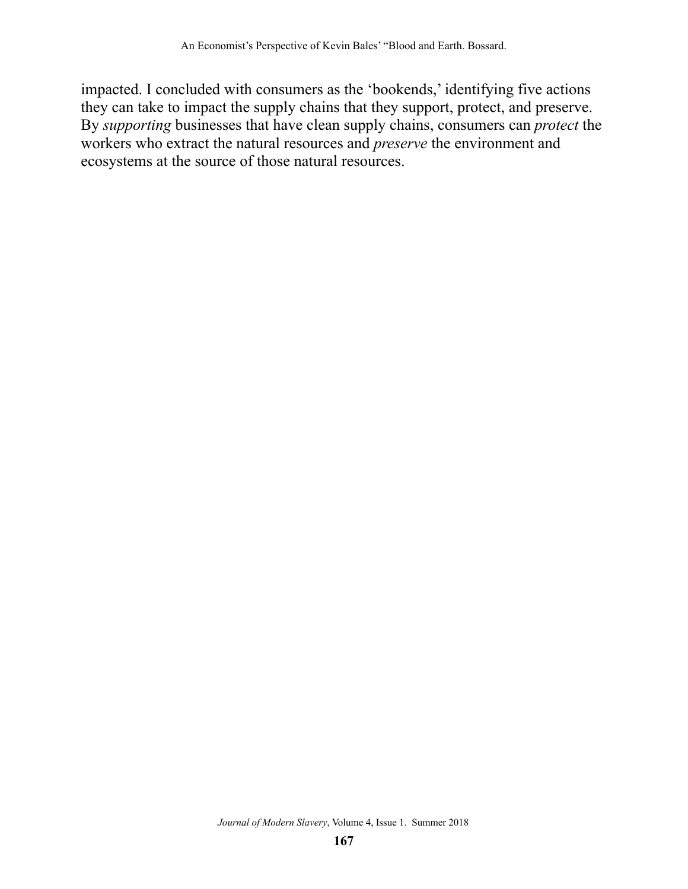impacted. I concluded with consumers as the 'bookends,' identifying five actions they can take to impact the supply chains that they support, protect, and preserve. By *supporting* businesses that have clean supply chains, consumers can *protect* the workers who extract the natural resources and *preserve* the environment and ecosystems at the source of those natural resources.